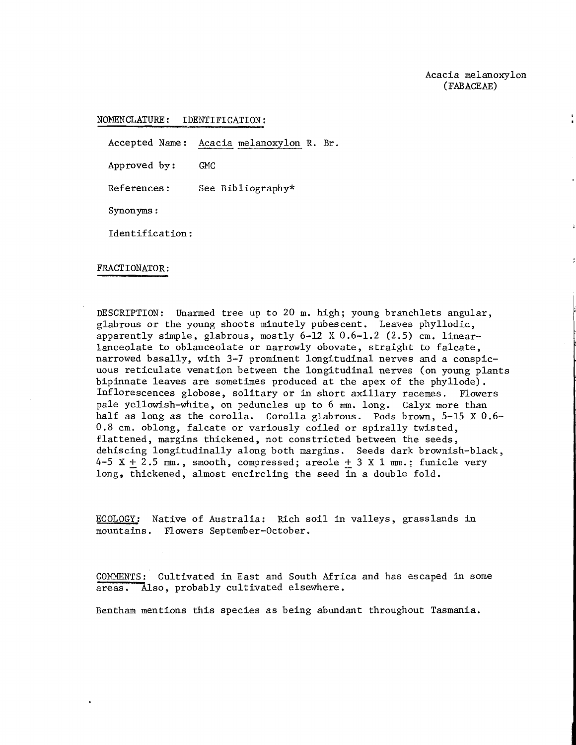Acacia melanoxylon
(FABACEAE)

NOMENCLATURE: IDENTIFICATION:

Accepted Name: *Acacia melanoxylon* R. Br.

Approved by: GMC

References: See Bibliography*

Synonyms:

Identification:

FRACTIONATOR:

DESCRIPTION: Unarmed tree up to 20 m. high; young branchlets angular, glabrous or the young shoots minutely pubescent. Leaves phyllodic, apparently simple, glabrous, mostly 6-12 X 0.6-1.2 (2.5) cm. linear-lanceolate to oblanceolate or narrowly obovate, straight to falcate, narrowed basally, with 3-7 prominent longitudinal nerves and a conspicuous reticulate venation between the longitudinal nerves (on young plants bipinnate leaves are sometimes produced at the apex of the phyllode). Inflorescences globose, solitary or in short axillary racemes. Flowers pale yellowish-white, on peduncles up to 6 mm. long. Calyx more than half as long as the corolla. Corolla glabrous. Pods brown, 5-15 X 0.6-0.8 cm. oblong, falcate or variously coiled or spirally twisted, flattened, margins thickened, not constricted between the seeds, dehiscing longitudinally along both margins. Seeds dark brownish-black, 4-5 X ± 2.5 mm., smooth, compressed; areole ± 3 X 1 mm.; funicle very long, thickened, almost encircling the seed in a double fold.

ECOLOGY: Native of Australia: Rich soil in valleys, grasslands in mountains. Flowers September-October.

COMMENTS: Cultivated in East and South Africa and has escaped in some areas. Also, probably cultivated elsewhere.

Bentham mentions this species as being abundant throughout Tasmania.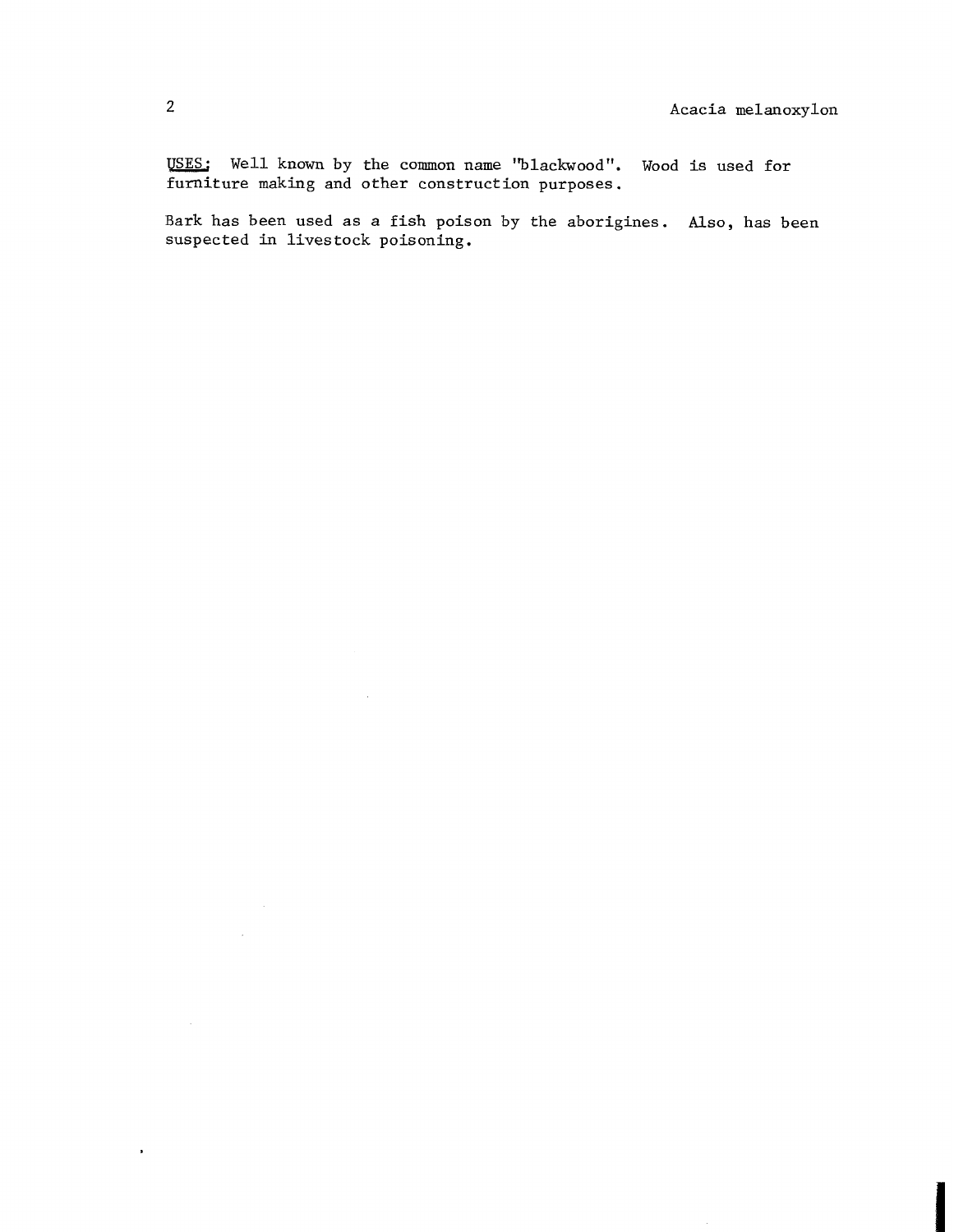USES: Well known by the common name "blackwood". Wood is used for furniture making and other construction purposes.

Bark has been used as a fish poison by the aborigines. Also, has been suspected in livestock poisoning.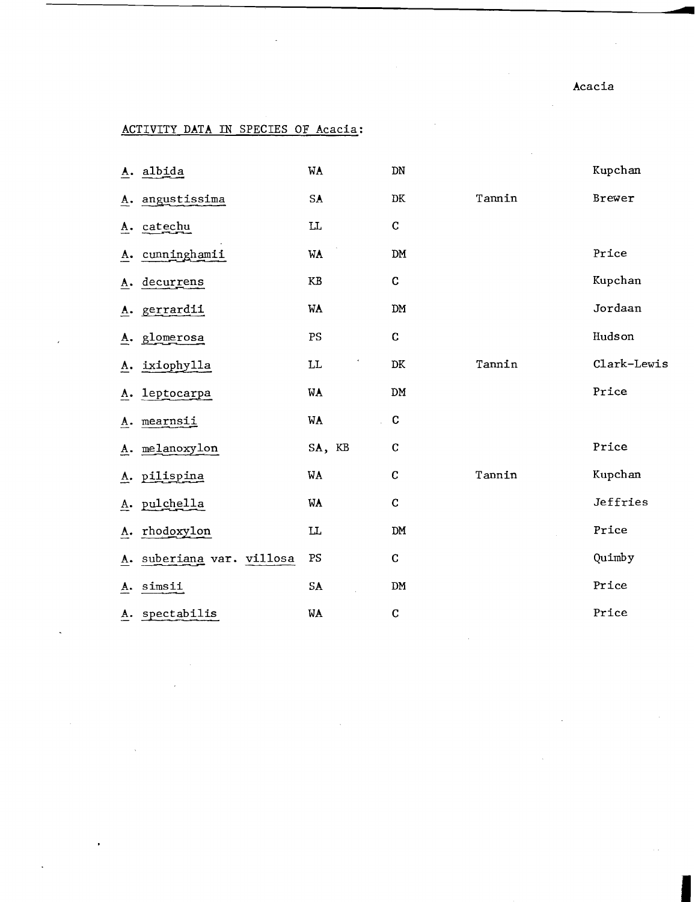ACTIVITY DATA IN SPECIES OF Acacia:

| | | | | |
|---|---|---|---|---|
| *A. albida* | WA | DN | | Kupchan |
| *A. angustissima* | SA | DK | Tannin | Brewer |
| *A. catechu* | LL | C | | |
| *A. cunninghamii* | WA | DM | | Price |
| *A. decurrens* | KB | C | | Kupchan |
| *A. gerrardii* | WA | DM | | Jordaan |
| *A. glomerosa* | PS | C | | Hudson |
| *A. ixiophylla* | LL | DK | Tannin | Clark-Lewis |
| *A. leptocarpa* | WA | DM | | Price |
| *A. mearnsii* | WA | C | | |
| *A. melanoxylon* | SA, KB | C | | Price |
| *A. pilispina* | WA | C | Tannin | Kupchan |
| *A. pulchella* | WA | C | | Jeffries |
| *A. rhodoxylon* | LL | DM | | Price |
| *A. suberiana* var. *villosa* | PS | C | | Quimby |
| *A. simsii* | SA | DM | | Price |
| *A. spectabilis* | WA | C | | Price |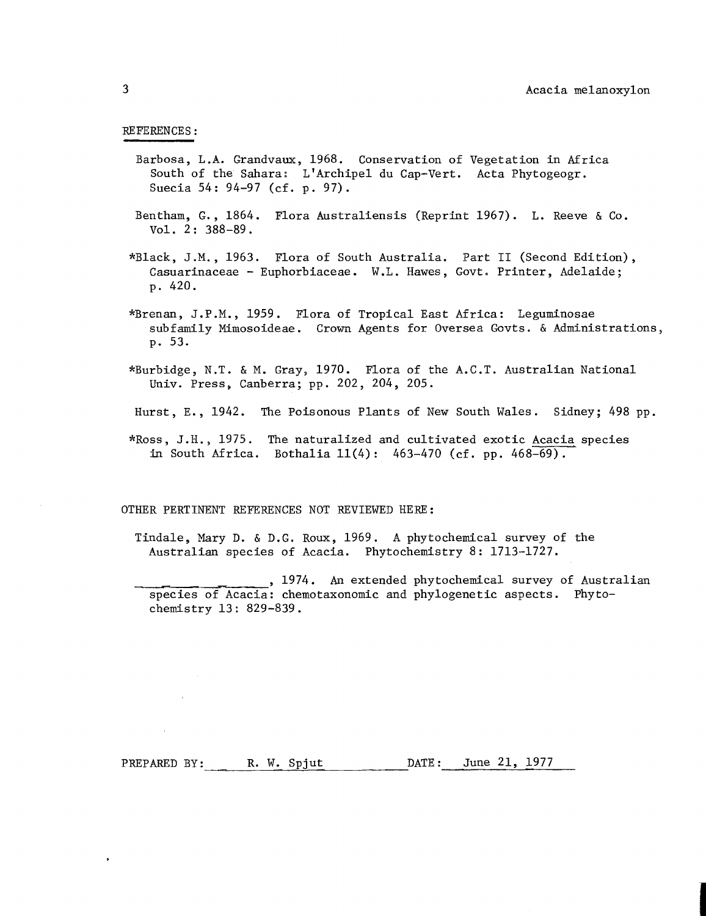## REFERENCES:

Barbosa, L.A. Grandvaux, 1968. Conservation of Vegetation in Africa South of the Sahara: L'Archipel du Cap-Vert. Acta Phytogeogr. Suecia 54: 94-97 (cf. p. 97).

Bentham, G., 1864. Flora Australiensis (Reprint 1967). L. Reeve & Co. Vol. 2: 388-89.

*Black, J.M., 1963. Flora of South Australia. Part II (Second Edition), Casuarinaceae - Euphorbiaceae. W.L. Hawes, Govt. Printer, Adelaide; p. 420.

*Brenan, J.P.M., 1959. Flora of Tropical East Africa: Leguminosae subfamily Mimosoideae. Crown Agents for Oversea Govts. & Administrations, p. 53.

*Burbidge, N.T. & M. Gray, 1970. Flora of the A.C.T. Australian National Univ. Press, Canberra; pp. 202, 204, 205.

Hurst, E., 1942. The Poisonous Plants of New South Wales. Sidney; 498 pp.

*Ross, J.H., 1975. The naturalized and cultivated exotic Acacia species in South Africa. Bothalia 11(4): 463-470 (cf. pp. 468-69).

OTHER PERTINENT REFERENCES NOT REVIEWED HERE:

Tindale, Mary D. & D.G. Roux, 1969. A phytochemical survey of the Australian species of Acacia. Phytochemistry 8: 1713-1727.

_______________, 1974. An extended phytochemical survey of Australian species of Acacia: chemotaxonomic and phylogenetic aspects. Phytochemistry 13: 829-839.

PREPARED BY: R. W. Spjut DATE: June 21, 1977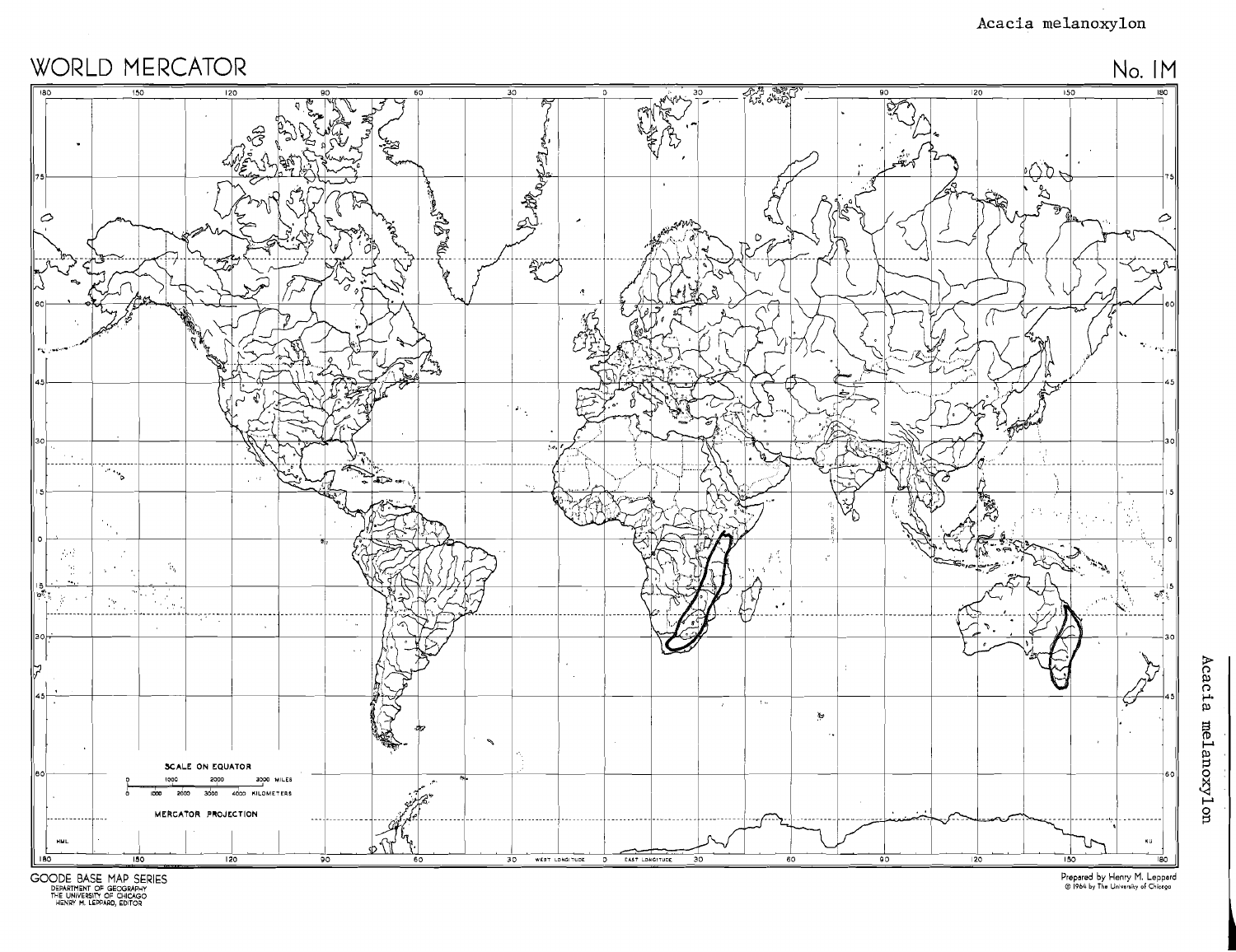Acacia melanoxylon

WORLD MERCATOR

No. 1M

SCALE ON EQUATOR

0 1000 2000 3000 MILES

0 1000 2000 3000 4000 KILOMETERS

MERCATOR PROJECTION

180 150 120 90 60 30 WEST LONGITUDE 0 EAST LONGITUDE 30 60 90 120 150 180

75 60 45 30 15 0 15 30 45 60

GOODE BASE MAP SERIES
DEPARTMENT OF GEOGRAPHY
THE UNIVERSITY OF CHICAGO
HENRY M. LEPPARD, EDITOR

Prepared by Henry M. Leppard
© 1964 by The University of Chicago

Acacia melanoxylon